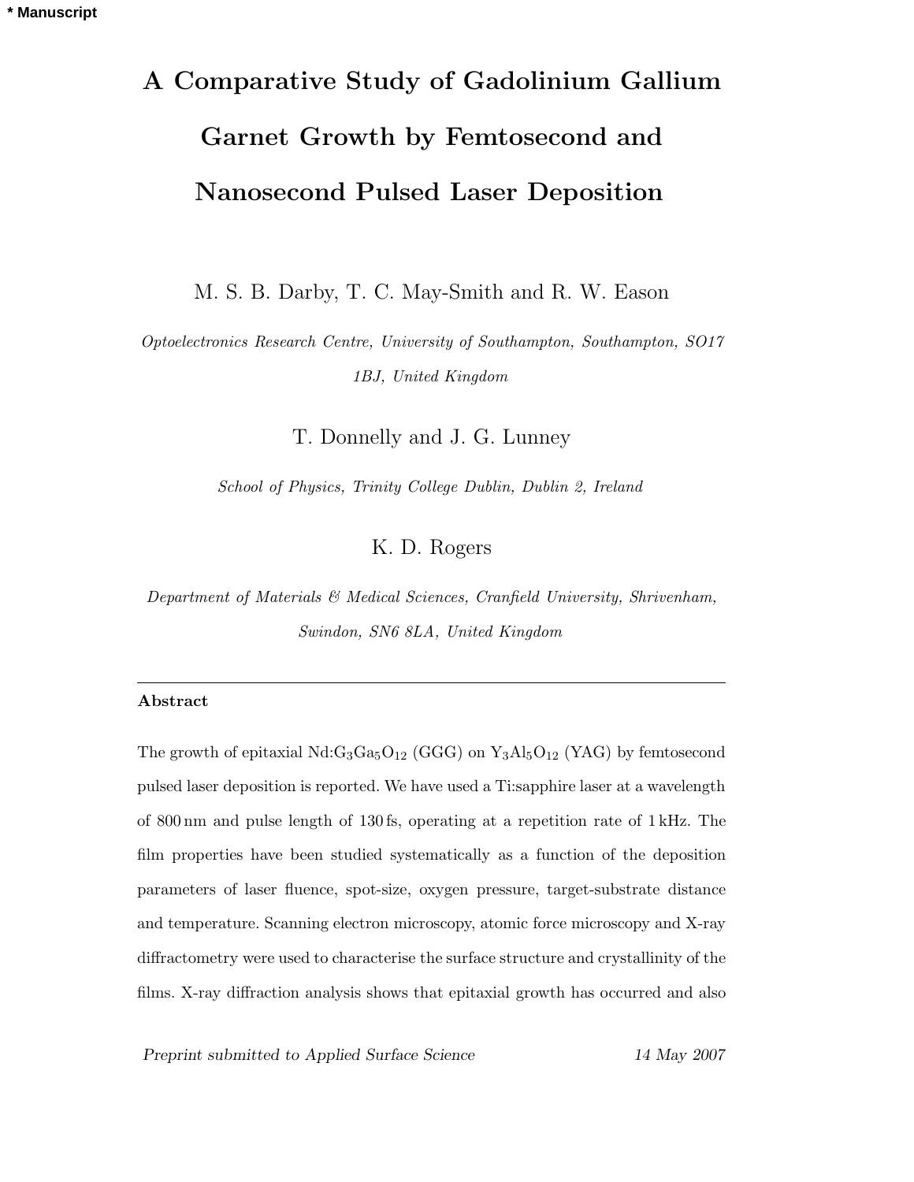* Manuscript

# A Comparative Study of Gadolinium Gallium Garnet Growth by Femtosecond and Nanosecond Pulsed Laser Deposition

M. S. B. Darby, T. C. May-Smith and R. W. Eason

*Optoelectronics Research Centre, University of Southampton, Southampton, SO17 1BJ, United Kingdom*

T. Donnelly and J. G. Lunney

*School of Physics, Trinity College Dublin, Dublin 2, Ireland*

K. D. Rogers

*Department of Materials & Medical Sciences, Cranfield University, Shrivenham, Swindon, SN6 8LA, United Kingdom*

---

## Abstract

The growth of epitaxial Nd:$G_3Ga_5O_{12}$ (GGG) on $Y_3Al_5O_{12}$ (YAG) by femtosecond pulsed laser deposition is reported. We have used a Ti:sapphire laser at a wavelength of 800 nm and pulse length of 130 fs, operating at a repetition rate of 1 kHz. The film properties have been studied systematically as a function of the deposition parameters of laser fluence, spot-size, oxygen pressure, target-substrate distance and temperature. Scanning electron microscopy, atomic force microscopy and X-ray diffractometry were used to characterise the surface structure and crystallinity of the films. X-ray diffraction analysis shows that epitaxial growth has occurred and also

*Preprint submitted to Applied Surface Science* 14 May 2007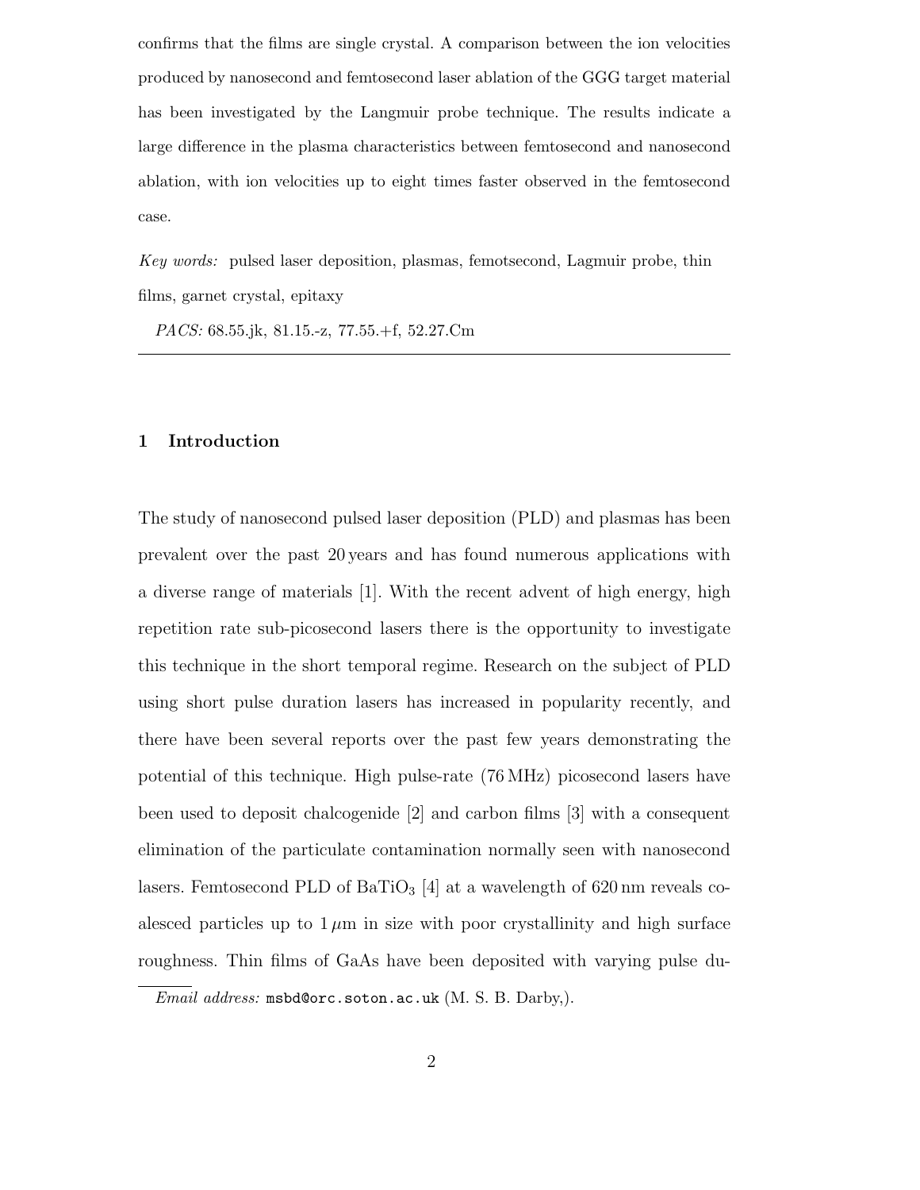confirms that the films are single crystal. A comparison between the ion velocities produced by nanosecond and femtosecond laser ablation of the GGG target material has been investigated by the Langmuir probe technique. The results indicate a large difference in the plasma characteristics between femtosecond and nanosecond ablation, with ion velocities up to eight times faster observed in the femtosecond case.

*Key words:* pulsed laser deposition, plasmas, femotsecond, Lagmuir probe, thin films, garnet crystal, epitaxy

*PACS:* 68.55.jk, 81.15.-z, 77.55.+f, 52.27.Cm

---

## 1 Introduction

The study of nanosecond pulsed laser deposition (PLD) and plasmas has been prevalent over the past 20 years and has found numerous applications with a diverse range of materials [1]. With the recent advent of high energy, high repetition rate sub-picosecond lasers there is the opportunity to investigate this technique in the short temporal regime. Research on the subject of PLD using short pulse duration lasers has increased in popularity recently, and there have been several reports over the past few years demonstrating the potential of this technique. High pulse-rate (76 MHz) picosecond lasers have been used to deposit chalcogenide [2] and carbon films [3] with a consequent elimination of the particulate contamination normally seen with nanosecond lasers. Femtosecond PLD of $BaTiO_3$ [4] at a wavelength of 620 nm reveals coalesced particles up to 1 $\mu$m in size with poor crystallinity and high surface roughness. Thin films of GaAs have been deposited with varying pulse du-

*Email address:* msbd@orc.soton.ac.uk (M. S. B. Darby,).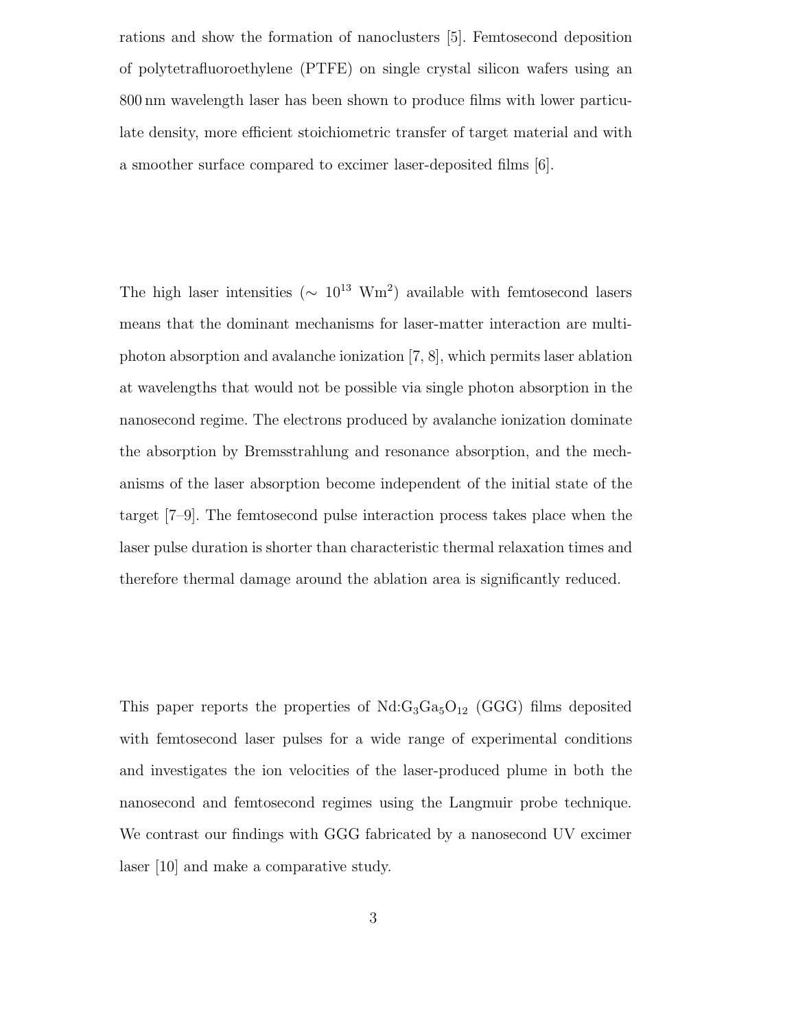rations and show the formation of nanoclusters [5]. Femtosecond deposition of polytetrafluoroethylene (PTFE) on single crystal silicon wafers using an 800 nm wavelength laser has been shown to produce films with lower particulate density, more efficient stoichiometric transfer of target material and with a smoother surface compared to excimer laser-deposited films [6].

The high laser intensities ($\sim 10^{13}$ Wm$^2$) available with femtosecond lasers means that the dominant mechanisms for laser-matter interaction are multiphoton absorption and avalanche ionization [7, 8], which permits laser ablation at wavelengths that would not be possible via single photon absorption in the nanosecond regime. The electrons produced by avalanche ionization dominate the absorption by Bremsstrahlung and resonance absorption, and the mechanisms of the laser absorption become independent of the initial state of the target [7–9]. The femtosecond pulse interaction process takes place when the laser pulse duration is shorter than characteristic thermal relaxation times and therefore thermal damage around the ablation area is significantly reduced.

This paper reports the properties of Nd:$G_3Ga_5O_{12}$ (GGG) films deposited with femtosecond laser pulses for a wide range of experimental conditions and investigates the ion velocities of the laser-produced plume in both the nanosecond and femtosecond regimes using the Langmuir probe technique. We contrast our findings with GGG fabricated by a nanosecond UV excimer laser [10] and make a comparative study.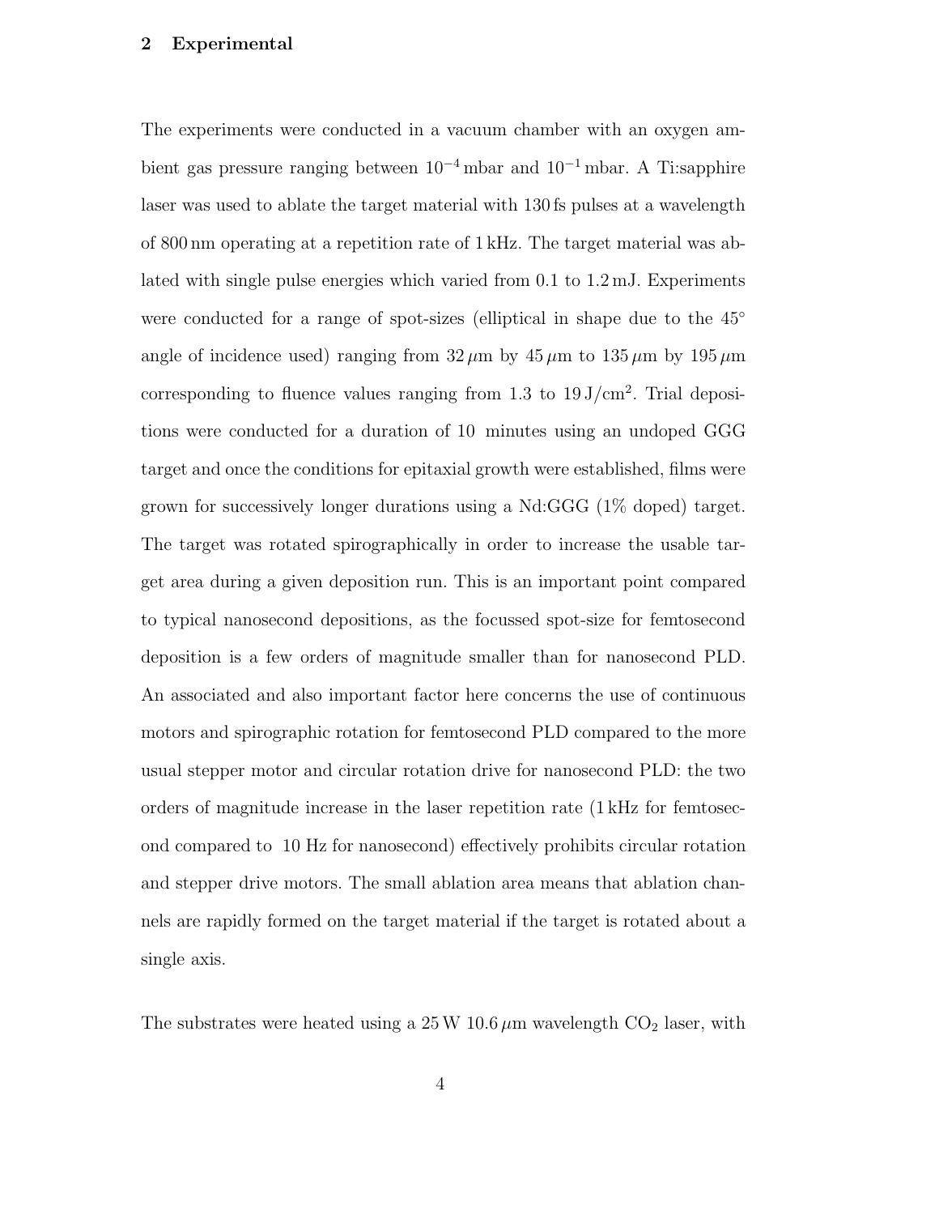## 2 Experimental

The experiments were conducted in a vacuum chamber with an oxygen ambient gas pressure ranging between $10^{-4}$ mbar and $10^{-1}$ mbar. A Ti:sapphire laser was used to ablate the target material with 130 fs pulses at a wavelength of 800 nm operating at a repetition rate of 1 kHz. The target material was ablated with single pulse energies which varied from 0.1 to 1.2 mJ. Experiments were conducted for a range of spot-sizes (elliptical in shape due to the 45° angle of incidence used) ranging from 32 $\mu$m by 45 $\mu$m to 135 $\mu$m by 195 $\mu$m corresponding to fluence values ranging from 1.3 to 19 J/cm$^2$. Trial depositions were conducted for a duration of 10 minutes using an undoped GGG target and once the conditions for epitaxial growth were established, films were grown for successively longer durations using a Nd:GGG (1% doped) target. The target was rotated spirographically in order to increase the usable target area during a given deposition run. This is an important point compared to typical nanosecond depositions, as the focussed spot-size for femtosecond deposition is a few orders of magnitude smaller than for nanosecond PLD. An associated and also important factor here concerns the use of continuous motors and spirographic rotation for femtosecond PLD compared to the more usual stepper motor and circular rotation drive for nanosecond PLD: the two orders of magnitude increase in the laser repetition rate (1 kHz for femtosecond compared to 10 Hz for nanosecond) effectively prohibits circular rotation and stepper drive motors. The small ablation area means that ablation channels are rapidly formed on the target material if the target is rotated about a single axis.

The substrates were heated using a 25 W 10.6 $\mu$m wavelength $CO_2$ laser, with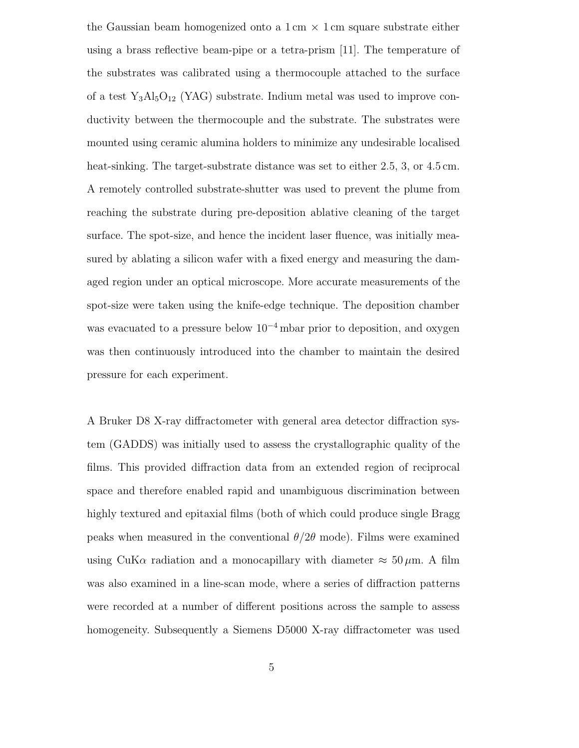the Gaussian beam homogenized onto a 1 cm × 1 cm square substrate either using a brass reflective beam-pipe or a tetra-prism [11]. The temperature of the substrates was calibrated using a thermocouple attached to the surface of a test $Y_3Al_5O_{12}$ (YAG) substrate. Indium metal was used to improve conductivity between the thermocouple and the substrate. The substrates were mounted using ceramic alumina holders to minimize any undesirable localised heat-sinking. The target-substrate distance was set to either 2.5, 3, or 4.5 cm. A remotely controlled substrate-shutter was used to prevent the plume from reaching the substrate during pre-deposition ablative cleaning of the target surface. The spot-size, and hence the incident laser fluence, was initially measured by ablating a silicon wafer with a fixed energy and measuring the damaged region under an optical microscope. More accurate measurements of the spot-size were taken using the knife-edge technique. The deposition chamber was evacuated to a pressure below $10^{-4}$ mbar prior to deposition, and oxygen was then continuously introduced into the chamber to maintain the desired pressure for each experiment.

A Bruker D8 X-ray diffractometer with general area detector diffraction system (GADDS) was initially used to assess the crystallographic quality of the films. This provided diffraction data from an extended region of reciprocal space and therefore enabled rapid and unambiguous discrimination between highly textured and epitaxial films (both of which could produce single Bragg peaks when measured in the conventional $\theta/2\theta$ mode). Films were examined using CuK$\alpha$ radiation and a monocapillary with diameter $\approx 50\,\mu$m. A film was also examined in a line-scan mode, where a series of diffraction patterns were recorded at a number of different positions across the sample to assess homogeneity. Subsequently a Siemens D5000 X-ray diffractometer was used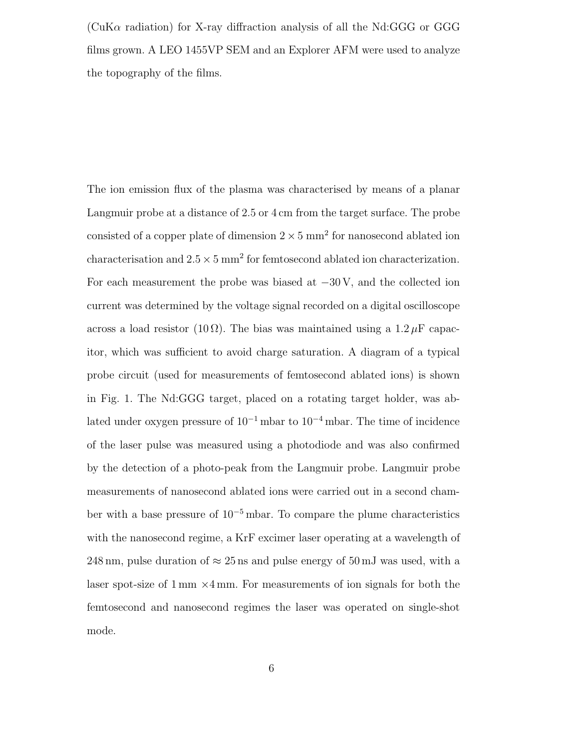(CuK$\alpha$ radiation) for X-ray diffraction analysis of all the Nd:GGG or GGG films grown. A LEO 1455VP SEM and an Explorer AFM were used to analyze the topography of the films.

The ion emission flux of the plasma was characterised by means of a planar Langmuir probe at a distance of 2.5 or 4 cm from the target surface. The probe consisted of a copper plate of dimension $2 \times 5$ mm$^2$ for nanosecond ablated ion characterisation and $2.5 \times 5$ mm$^2$ for femtosecond ablated ion characterization. For each measurement the probe was biased at $-30$ V, and the collected ion current was determined by the voltage signal recorded on a digital oscilloscope across a load resistor (10 $\Omega$). The bias was maintained using a 1.2 $\mu$F capacitor, which was sufficient to avoid charge saturation. A diagram of a typical probe circuit (used for measurements of femtosecond ablated ions) is shown in Fig. 1. The Nd:GGG target, placed on a rotating target holder, was ablated under oxygen pressure of $10^{-1}$ mbar to $10^{-4}$ mbar. The time of incidence of the laser pulse was measured using a photodiode and was also confirmed by the detection of a photo-peak from the Langmuir probe. Langmuir probe measurements of nanosecond ablated ions were carried out in a second chamber with a base pressure of $10^{-5}$ mbar. To compare the plume characteristics with the nanosecond regime, a KrF excimer laser operating at a wavelength of 248 nm, pulse duration of $\approx 25$ ns and pulse energy of 50 mJ was used, with a laser spot-size of 1 mm $\times$4 mm. For measurements of ion signals for both the femtosecond and nanosecond regimes the laser was operated on single-shot mode.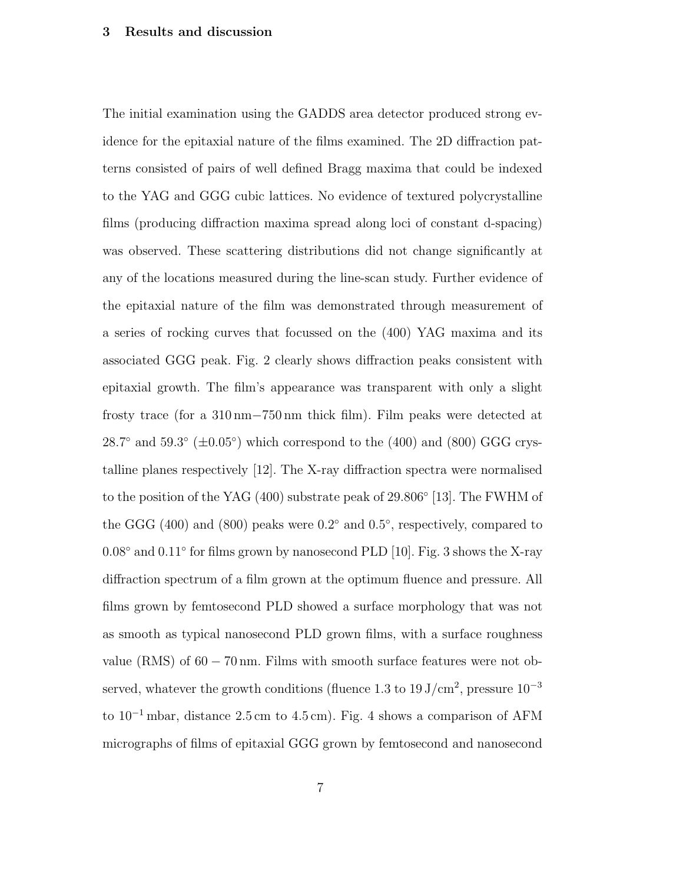## 3 Results and discussion

The initial examination using the GADDS area detector produced strong evidence for the epitaxial nature of the films examined. The 2D diffraction patterns consisted of pairs of well defined Bragg maxima that could be indexed to the YAG and GGG cubic lattices. No evidence of textured polycrystalline films (producing diffraction maxima spread along loci of constant d-spacing) was observed. These scattering distributions did not change significantly at any of the locations measured during the line-scan study. Further evidence of the epitaxial nature of the film was demonstrated through measurement of a series of rocking curves that focussed on the (400) YAG maxima and its associated GGG peak. Fig. 2 clearly shows diffraction peaks consistent with epitaxial growth. The film's appearance was transparent with only a slight frosty trace (for a 310 nm−750 nm thick film). Film peaks were detected at $28.7^\circ$ and $59.3^\circ$ ($\pm 0.05^\circ$) which correspond to the (400) and (800) GGG crystalline planes respectively [12]. The X-ray diffraction spectra were normalised to the position of the YAG (400) substrate peak of $29.806^\circ$ [13]. The FWHM of the GGG (400) and (800) peaks were $0.2^\circ$ and $0.5^\circ$, respectively, compared to $0.08^\circ$ and $0.11^\circ$ for films grown by nanosecond PLD [10]. Fig. 3 shows the X-ray diffraction spectrum of a film grown at the optimum fluence and pressure. All films grown by femtosecond PLD showed a surface morphology that was not as smooth as typical nanosecond PLD grown films, with a surface roughness value (RMS) of $60 - 70$ nm. Films with smooth surface features were not observed, whatever the growth conditions (fluence 1.3 to 19 J/cm$^2$, pressure $10^{-3}$ to $10^{-1}$ mbar, distance 2.5 cm to 4.5 cm). Fig. 4 shows a comparison of AFM micrographs of films of epitaxial GGG grown by femtosecond and nanosecond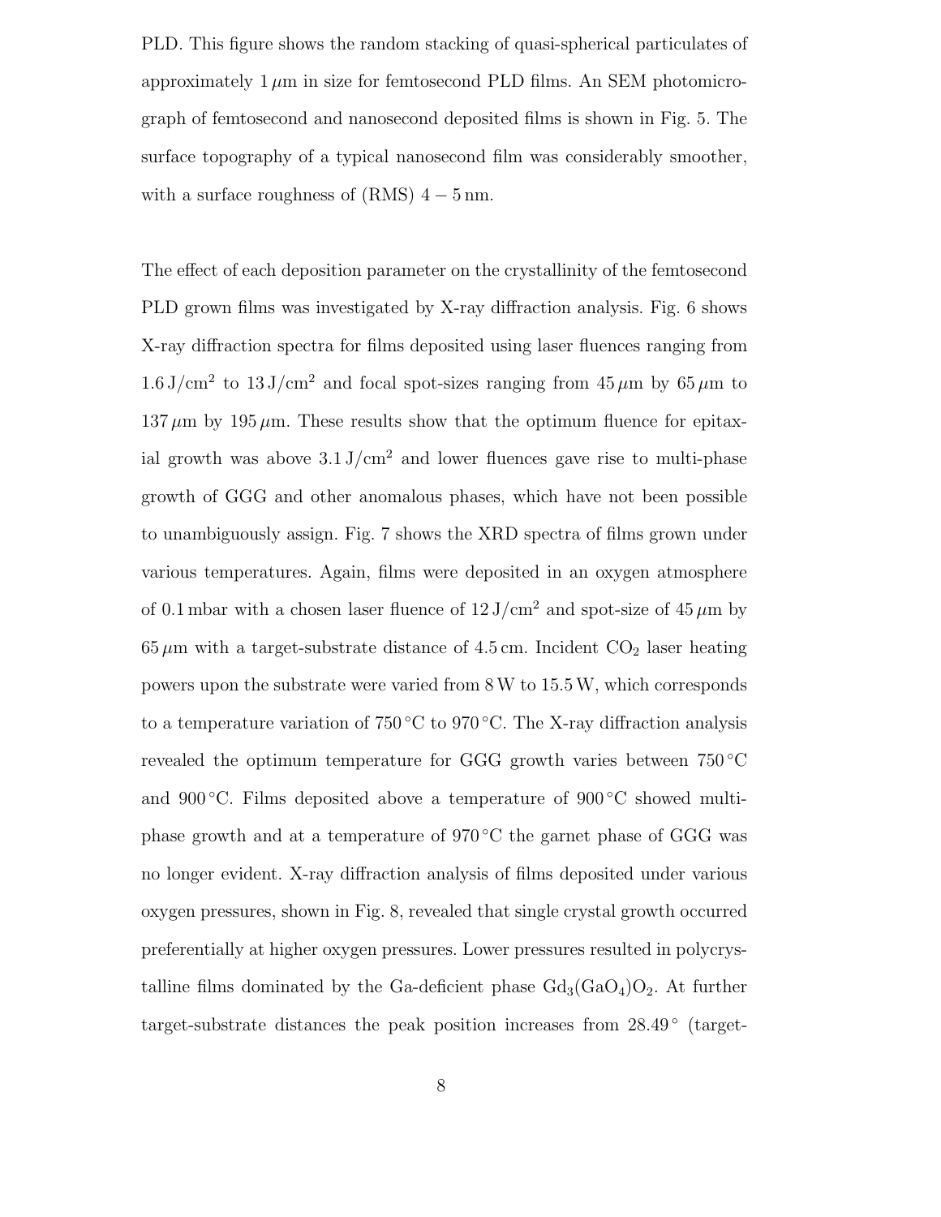PLD. This figure shows the random stacking of quasi-spherical particulates of approximately $1\,\mu$m in size for femtosecond PLD films. An SEM photomicrograph of femtosecond and nanosecond deposited films is shown in Fig. 5. The surface topography of a typical nanosecond film was considerably smoother, with a surface roughness of (RMS) $4-5$ nm.

The effect of each deposition parameter on the crystallinity of the femtosecond PLD grown films was investigated by X-ray diffraction analysis. Fig. 6 shows X-ray diffraction spectra for films deposited using laser fluences ranging from $1.6\,\mathrm{J/cm^2}$ to $13\,\mathrm{J/cm^2}$ and focal spot-sizes ranging from $45\,\mu$m by $65\,\mu$m to $137\,\mu$m by $195\,\mu$m. These results show that the optimum fluence for epitaxial growth was above $3.1\,\mathrm{J/cm^2}$ and lower fluences gave rise to multi-phase growth of GGG and other anomalous phases, which have not been possible to unambiguously assign. Fig. 7 shows the XRD spectra of films grown under various temperatures. Again, films were deposited in an oxygen atmosphere of 0.1 mbar with a chosen laser fluence of $12\,\mathrm{J/cm^2}$ and spot-size of $45\,\mu$m by $65\,\mu$m with a target-substrate distance of 4.5 cm. Incident $CO_2$ laser heating powers upon the substrate were varied from 8 W to 15.5 W, which corresponds to a temperature variation of 750 °C to 970 °C. The X-ray diffraction analysis revealed the optimum temperature for GGG growth varies between 750 °C and 900 °C. Films deposited above a temperature of 900 °C showed multi-phase growth and at a temperature of 970 °C the garnet phase of GGG was no longer evident. X-ray diffraction analysis of films deposited under various oxygen pressures, shown in Fig. 8, revealed that single crystal growth occurred preferentially at higher oxygen pressures. Lower pressures resulted in polycrystalline films dominated by the Ga-deficient phase $Gd_3(GaO_4)O_2$. At further target-substrate distances the peak position increases from $28.49^\circ$ (target-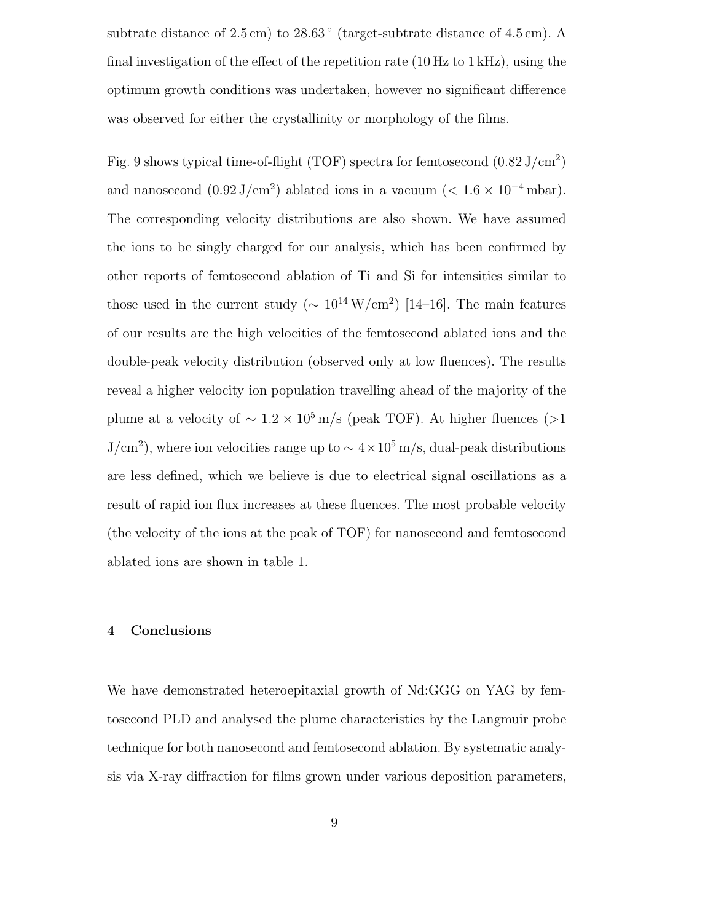subtrate distance of 2.5 cm) to 28.63 $^\circ$ (target-subtrate distance of 4.5 cm). A final investigation of the effect of the repetition rate (10 Hz to 1 kHz), using the optimum growth conditions was undertaken, however no significant difference was observed for either the crystallinity or morphology of the films.

Fig. 9 shows typical time-of-flight (TOF) spectra for femtosecond (0.82 J/cm$^2$) and nanosecond (0.92 J/cm$^2$) ablated ions in a vacuum ($< 1.6 \times 10^{-4}$ mbar). The corresponding velocity distributions are also shown. We have assumed the ions to be singly charged for our analysis, which has been confirmed by other reports of femtosecond ablation of Ti and Si for intensities similar to those used in the current study ($\sim 10^{14}$ W/cm$^2$) [14–16]. The main features of our results are the high velocities of the femtosecond ablated ions and the double-peak velocity distribution (observed only at low fluences). The results reveal a higher velocity ion population travelling ahead of the majority of the plume at a velocity of $\sim 1.2 \times 10^5$ m/s (peak TOF). At higher fluences (>1 J/cm$^2$), where ion velocities range up to $\sim 4 \times 10^5$ m/s, dual-peak distributions are less defined, which we believe is due to electrical signal oscillations as a result of rapid ion flux increases at these fluences. The most probable velocity (the velocity of the ions at the peak of TOF) for nanosecond and femtosecond ablated ions are shown in table 1.

## 4 Conclusions

We have demonstrated heteroepitaxial growth of Nd:GGG on YAG by femtosecond PLD and analysed the plume characteristics by the Langmuir probe technique for both nanosecond and femtosecond ablation. By systematic analysis via X-ray diffraction for films grown under various deposition parameters,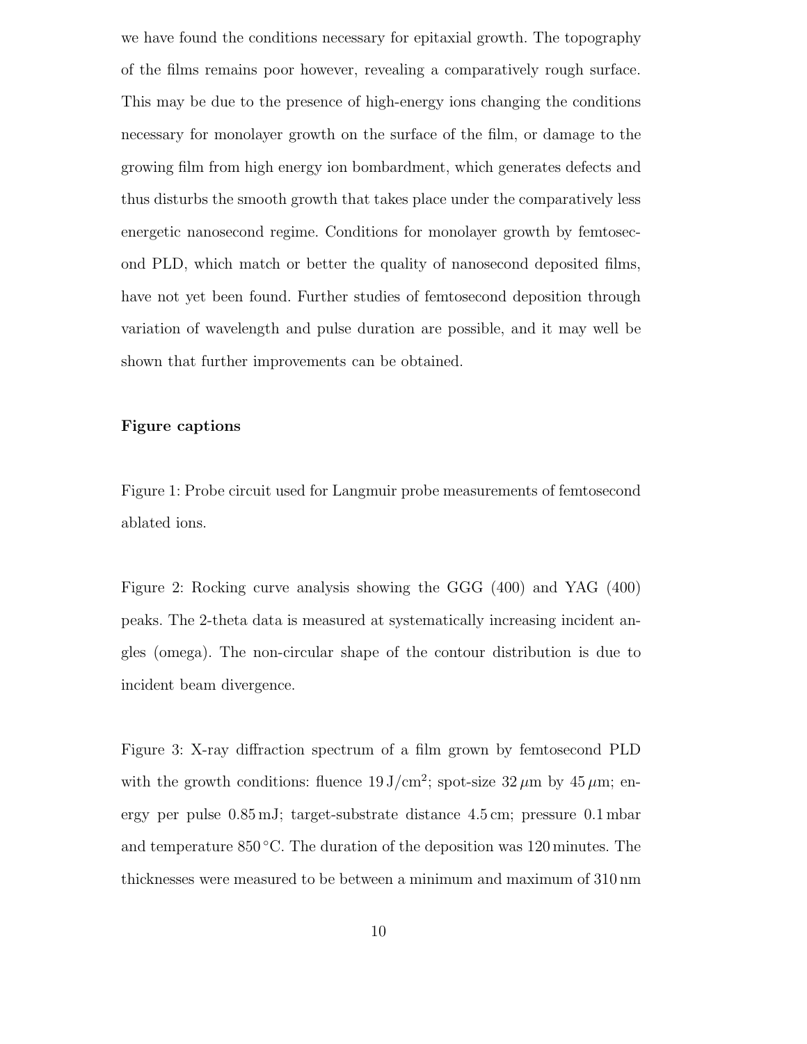we have found the conditions necessary for epitaxial growth. The topography of the films remains poor however, revealing a comparatively rough surface. This may be due to the presence of high-energy ions changing the conditions necessary for monolayer growth on the surface of the film, or damage to the growing film from high energy ion bombardment, which generates defects and thus disturbs the smooth growth that takes place under the comparatively less energetic nanosecond regime. Conditions for monolayer growth by femtosecond PLD, which match or better the quality of nanosecond deposited films, have not yet been found. Further studies of femtosecond deposition through variation of wavelength and pulse duration are possible, and it may well be shown that further improvements can be obtained.

**Figure captions**

Figure 1: Probe circuit used for Langmuir probe measurements of femtosecond ablated ions.

Figure 2: Rocking curve analysis showing the GGG (400) and YAG (400) peaks. The 2-theta data is measured at systematically increasing incident angles (omega). The non-circular shape of the contour distribution is due to incident beam divergence.

Figure 3: X-ray diffraction spectrum of a film grown by femtosecond PLD with the growth conditions: fluence $19\,\mathrm{J/cm^2}$; spot-size $32\,\mu\mathrm{m}$ by $45\,\mu\mathrm{m}$; energy per pulse $0.85\,\mathrm{mJ}$; target-substrate distance $4.5\,\mathrm{cm}$; pressure $0.1\,\mathrm{mbar}$ and temperature $850\,^{\circ}\mathrm{C}$. The duration of the deposition was 120 minutes. The thicknesses were measured to be between a minimum and maximum of 310 nm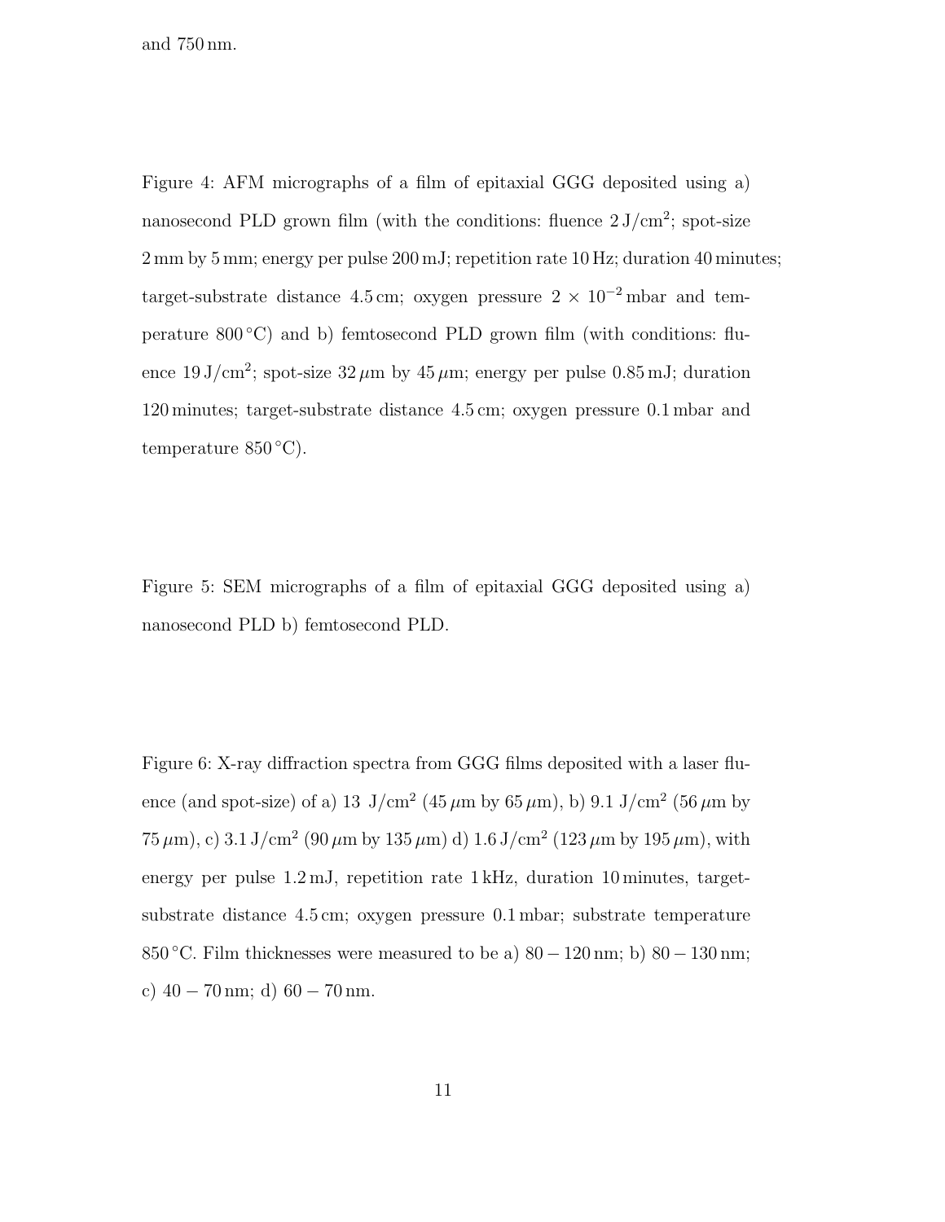and 750 nm.

Figure 4: AFM micrographs of a film of epitaxial GGG deposited using a) nanosecond PLD grown film (with the conditions: fluence $2\,\mathrm{J/cm^2}$; spot-size 2 mm by 5 mm; energy per pulse 200 mJ; repetition rate 10 Hz; duration 40 minutes; target-substrate distance 4.5 cm; oxygen pressure $2 \times 10^{-2}$ mbar and temperature 800 °C) and b) femtosecond PLD grown film (with conditions: fluence $19\,\mathrm{J/cm^2}$; spot-size $32\,\mu$m by $45\,\mu$m; energy per pulse 0.85 mJ; duration 120 minutes; target-substrate distance 4.5 cm; oxygen pressure 0.1 mbar and temperature 850 °C).

Figure 5: SEM micrographs of a film of epitaxial GGG deposited using a) nanosecond PLD b) femtosecond PLD.

Figure 6: X-ray diffraction spectra from GGG films deposited with a laser fluence (and spot-size) of a) 13 $\mathrm{J/cm^2}$ ($45\,\mu$m by $65\,\mu$m), b) 9.1 $\mathrm{J/cm^2}$ ($56\,\mu$m by $75\,\mu$m), c) $3.1\,\mathrm{J/cm^2}$ ($90\,\mu$m by $135\,\mu$m) d) $1.6\,\mathrm{J/cm^2}$ ($123\,\mu$m by $195\,\mu$m), with energy per pulse 1.2 mJ, repetition rate 1 kHz, duration 10 minutes, target-substrate distance 4.5 cm; oxygen pressure 0.1 mbar; substrate temperature 850 °C. Film thicknesses were measured to be a) $80-120$ nm; b) $80-130$ nm; c) $40-70$ nm; d) $60-70$ nm.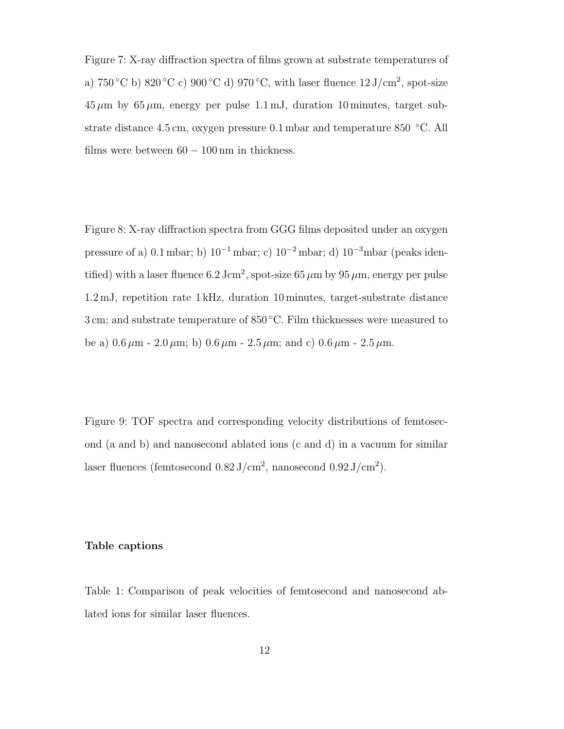Figure 7: X-ray diffraction spectra of films grown at substrate temperatures of a) 750 °C b) 820 °C c) 900 °C d) 970 °C, with laser fluence 12 J/cm$^2$, spot-size 45 $\mu$m by 65 $\mu$m, energy per pulse 1.1 mJ, duration 10 minutes, target substrate distance 4.5 cm, oxygen pressure 0.1 mbar and temperature 850 °C. All films were between $60 - 100$ nm in thickness.

Figure 8: X-ray diffraction spectra from GGG films deposited under an oxygen pressure of a) 0.1 mbar; b) $10^{-1}$ mbar; c) $10^{-2}$ mbar; d) $10^{-3}$mbar (peaks identified) with a laser fluence 6.2 Jcm$^2$, spot-size 65 $\mu$m by 95 $\mu$m, energy per pulse 1.2 mJ, repetition rate 1 kHz, duration 10 minutes, target-substrate distance 3 cm; and substrate temperature of 850 °C. Film thicknesses were measured to be a) 0.6 $\mu$m - 2.0 $\mu$m; b) 0.6 $\mu$m - 2.5 $\mu$m; and c) 0.6 $\mu$m - 2.5 $\mu$m.

Figure 9: TOF spectra and corresponding velocity distributions of femtosecond (a and b) and nanosecond ablated ions (c and d) in a vacuum for similar laser fluences (femtosecond 0.82 J/cm$^2$, nanosecond 0.92 J/cm$^2$).

**Table captions**

Table 1: Comparison of peak velocities of femtosecond and nanosecond ablated ions for similar laser fluences.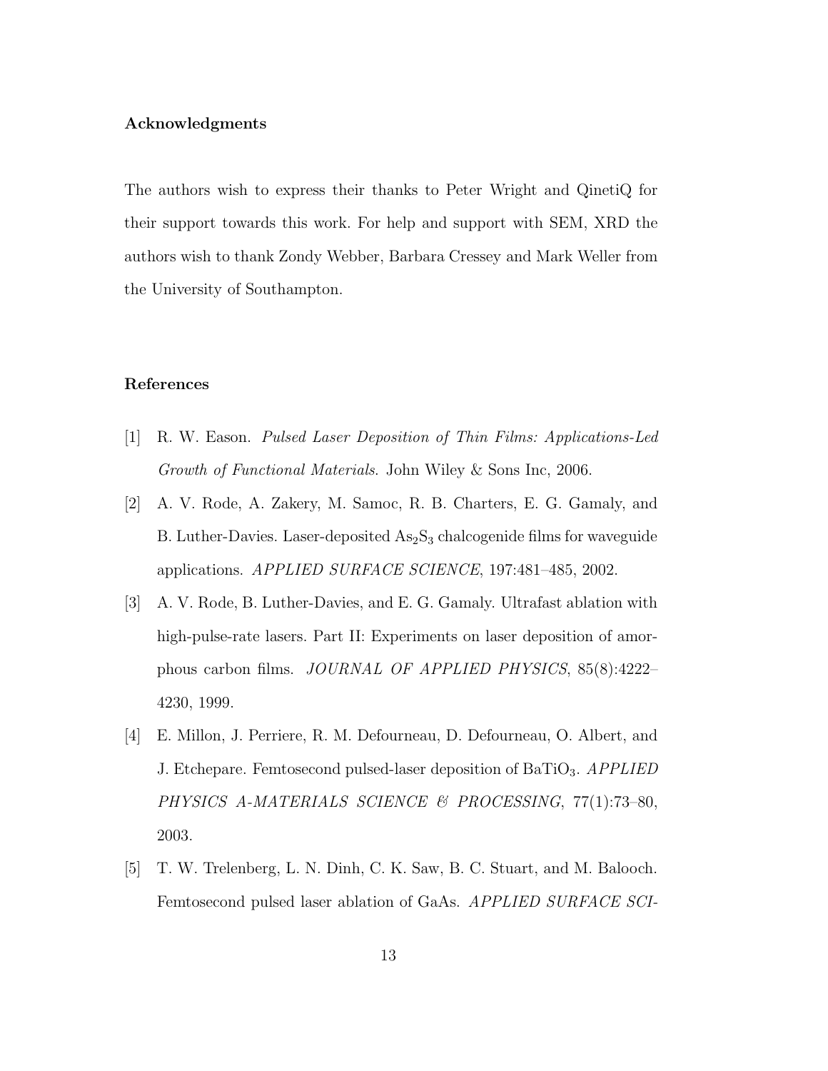## Acknowledgments

The authors wish to express their thanks to Peter Wright and QinetiQ for their support towards this work. For help and support with SEM, XRD the authors wish to thank Zondy Webber, Barbara Cressey and Mark Weller from the University of Southampton.

## References

[1] R. W. Eason. *Pulsed Laser Deposition of Thin Films: Applications-Led Growth of Functional Materials.* John Wiley & Sons Inc, 2006.

[2] A. V. Rode, A. Zakery, M. Samoc, R. B. Charters, E. G. Gamaly, and B. Luther-Davies. Laser-deposited $As_2S_3$ chalcogenide films for waveguide applications. *APPLIED SURFACE SCIENCE*, 197:481–485, 2002.

[3] A. V. Rode, B. Luther-Davies, and E. G. Gamaly. Ultrafast ablation with high-pulse-rate lasers. Part II: Experiments on laser deposition of amorphous carbon films. *JOURNAL OF APPLIED PHYSICS*, 85(8):4222–4230, 1999.

[4] E. Millon, J. Perriere, R. M. Defourneau, D. Defourneau, O. Albert, and J. Etchepare. Femtosecond pulsed-laser deposition of $BaTiO_3$. *APPLIED PHYSICS A-MATERIALS SCIENCE & PROCESSING*, 77(1):73–80, 2003.

[5] T. W. Trelenberg, L. N. Dinh, C. K. Saw, B. C. Stuart, and M. Balooch. Femtosecond pulsed laser ablation of GaAs. *APPLIED SURFACE SCI-*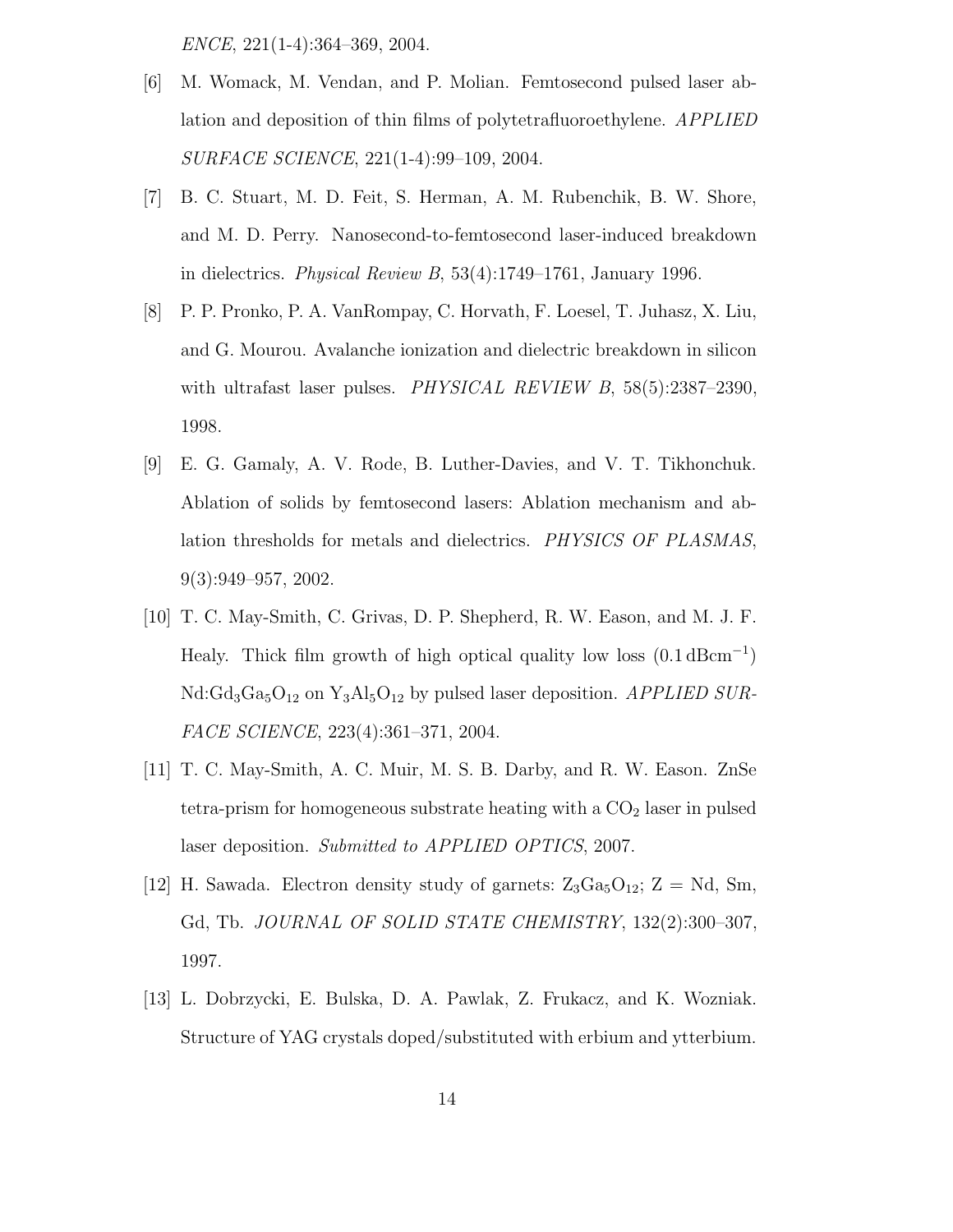*ENCE*, 221(1-4):364–369, 2004.

[6] M. Womack, M. Vendan, and P. Molian. Femtosecond pulsed laser ablation and deposition of thin films of polytetrafluoroethylene. *APPLIED SURFACE SCIENCE*, 221(1-4):99–109, 2004.

[7] B. C. Stuart, M. D. Feit, S. Herman, A. M. Rubenchik, B. W. Shore, and M. D. Perry. Nanosecond-to-femtosecond laser-induced breakdown in dielectrics. *Physical Review B*, 53(4):1749–1761, January 1996.

[8] P. P. Pronko, P. A. VanRompay, C. Horvath, F. Loesel, T. Juhasz, X. Liu, and G. Mourou. Avalanche ionization and dielectric breakdown in silicon with ultrafast laser pulses. *PHYSICAL REVIEW B*, 58(5):2387–2390, 1998.

[9] E. G. Gamaly, A. V. Rode, B. Luther-Davies, and V. T. Tikhonchuk. Ablation of solids by femtosecond lasers: Ablation mechanism and ablation thresholds for metals and dielectrics. *PHYSICS OF PLASMAS*, 9(3):949–957, 2002.

[10] T. C. May-Smith, C. Grivas, D. P. Shepherd, R. W. Eason, and M. J. F. Healy. Thick film growth of high optical quality low loss ($0.1\,\mathrm{dBcm}^{-1}$) Nd:$Gd_3Ga_5O_{12}$ on $Y_3Al_5O_{12}$ by pulsed laser deposition. *APPLIED SURFACE SCIENCE*, 223(4):361–371, 2004.

[11] T. C. May-Smith, A. C. Muir, M. S. B. Darby, and R. W. Eason. ZnSe tetra-prism for homogeneous substrate heating with a $CO_2$ laser in pulsed laser deposition. *Submitted to APPLIED OPTICS*, 2007.

[12] H. Sawada. Electron density study of garnets: $Z_3Ga_5O_{12}$; Z = Nd, Sm, Gd, Tb. *JOURNAL OF SOLID STATE CHEMISTRY*, 132(2):300–307, 1997.

[13] L. Dobrzycki, E. Bulska, D. A. Pawlak, Z. Frukacz, and K. Wozniak. Structure of YAG crystals doped/substituted with erbium and ytterbium.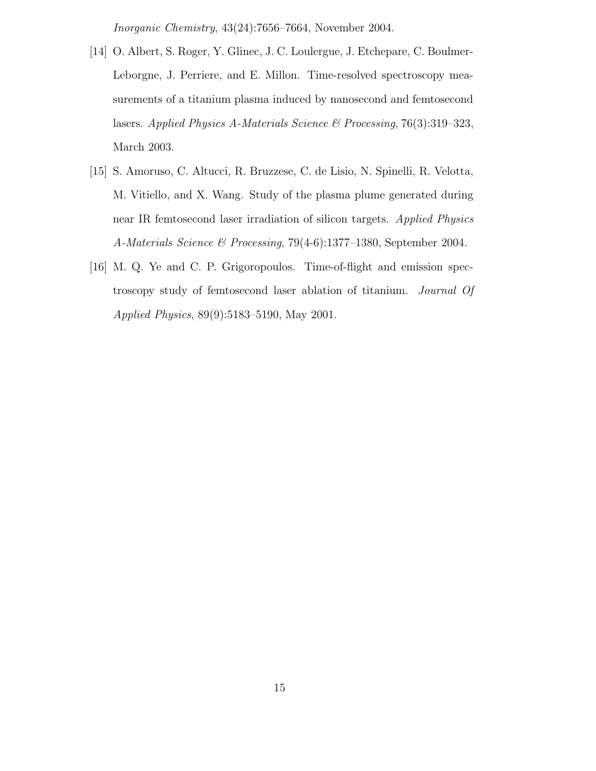*Inorganic Chemistry*, 43(24):7656–7664, November 2004.

[14] O. Albert, S. Roger, Y. Glinec, J. C. Loulergue, J. Etchepare, C. Boulmer-Leborgne, J. Perriere, and E. Millon. Time-resolved spectroscopy measurements of a titanium plasma induced by nanosecond and femtosecond lasers. *Applied Physics A-Materials Science & Processing*, 76(3):319–323, March 2003.

[15] S. Amoruso, C. Altucci, R. Bruzzese, C. de Lisio, N. Spinelli, R. Velotta, M. Vitiello, and X. Wang. Study of the plasma plume generated during near IR femtosecond laser irradiation of silicon targets. *Applied Physics A-Materials Science & Processing*, 79(4-6):1377–1380, September 2004.

[16] M. Q. Ye and C. P. Grigoropoulos. Time-of-flight and emission spectroscopy study of femtosecond laser ablation of titanium. *Journal Of Applied Physics*, 89(9):5183–5190, May 2001.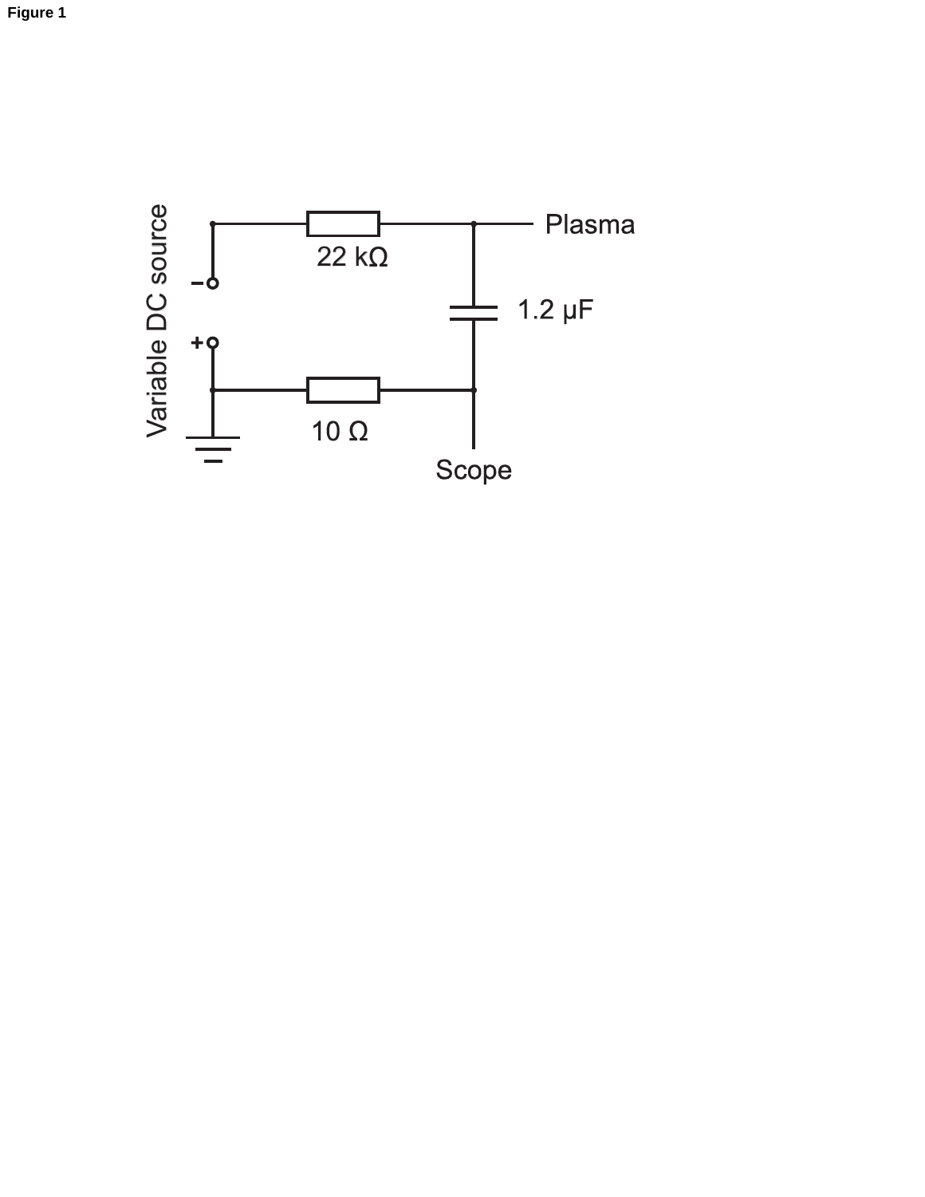**Figure 1**

Variable DC source

22 kΩ

Plasma

1.2 µF

10 Ω

Scope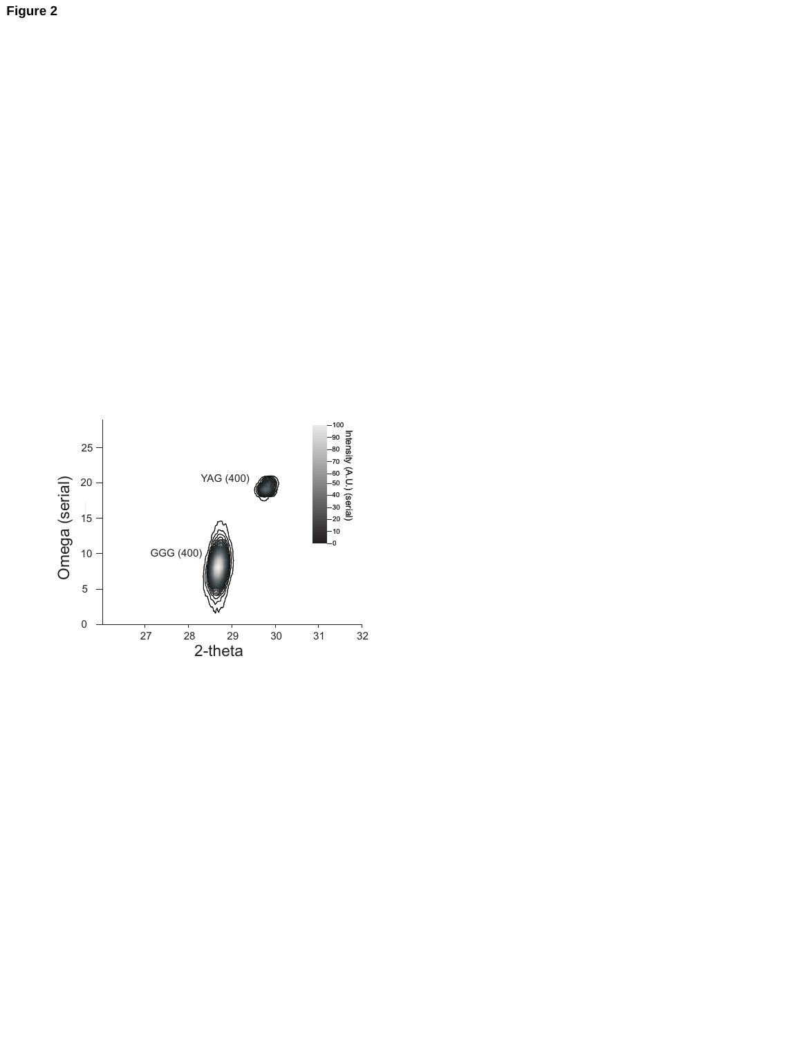**Figure 2**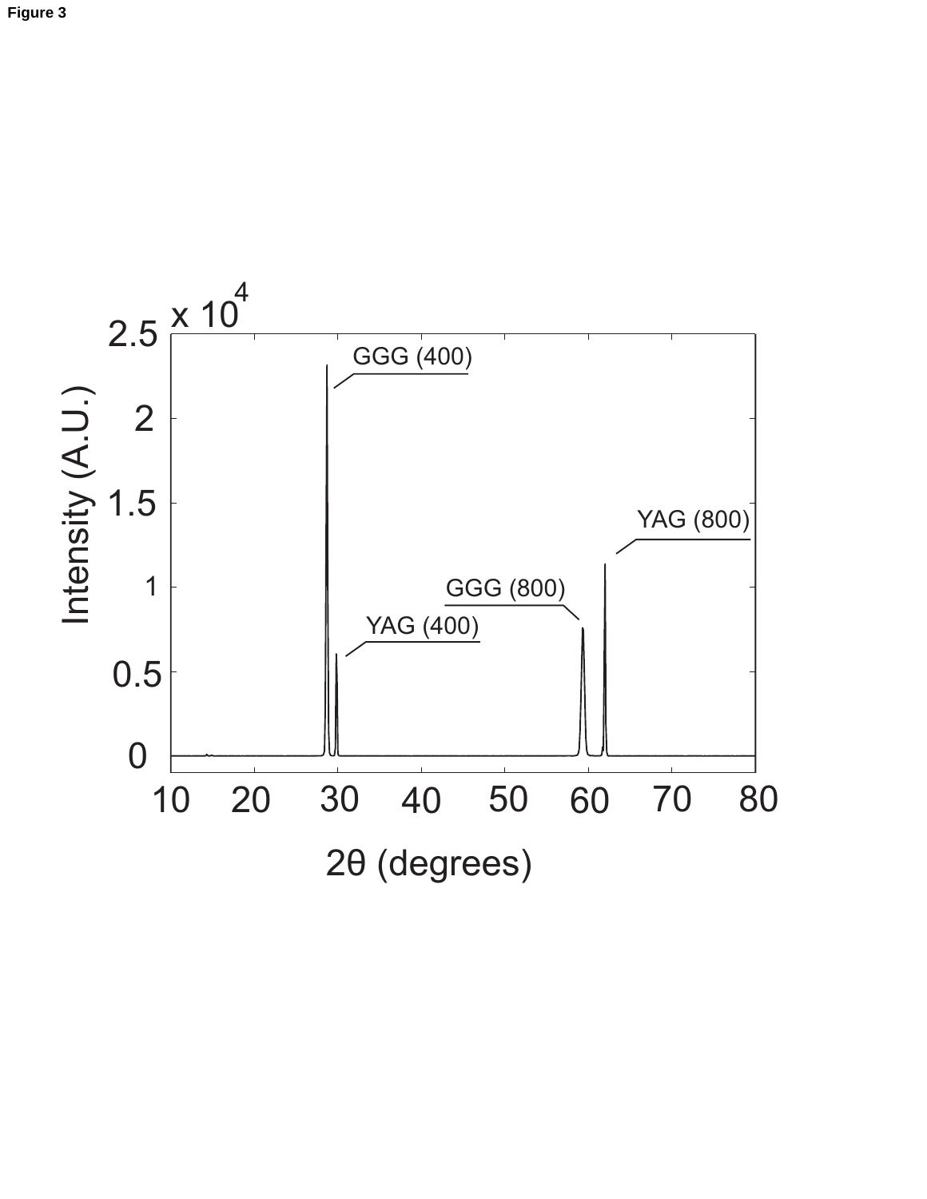**Figure 3**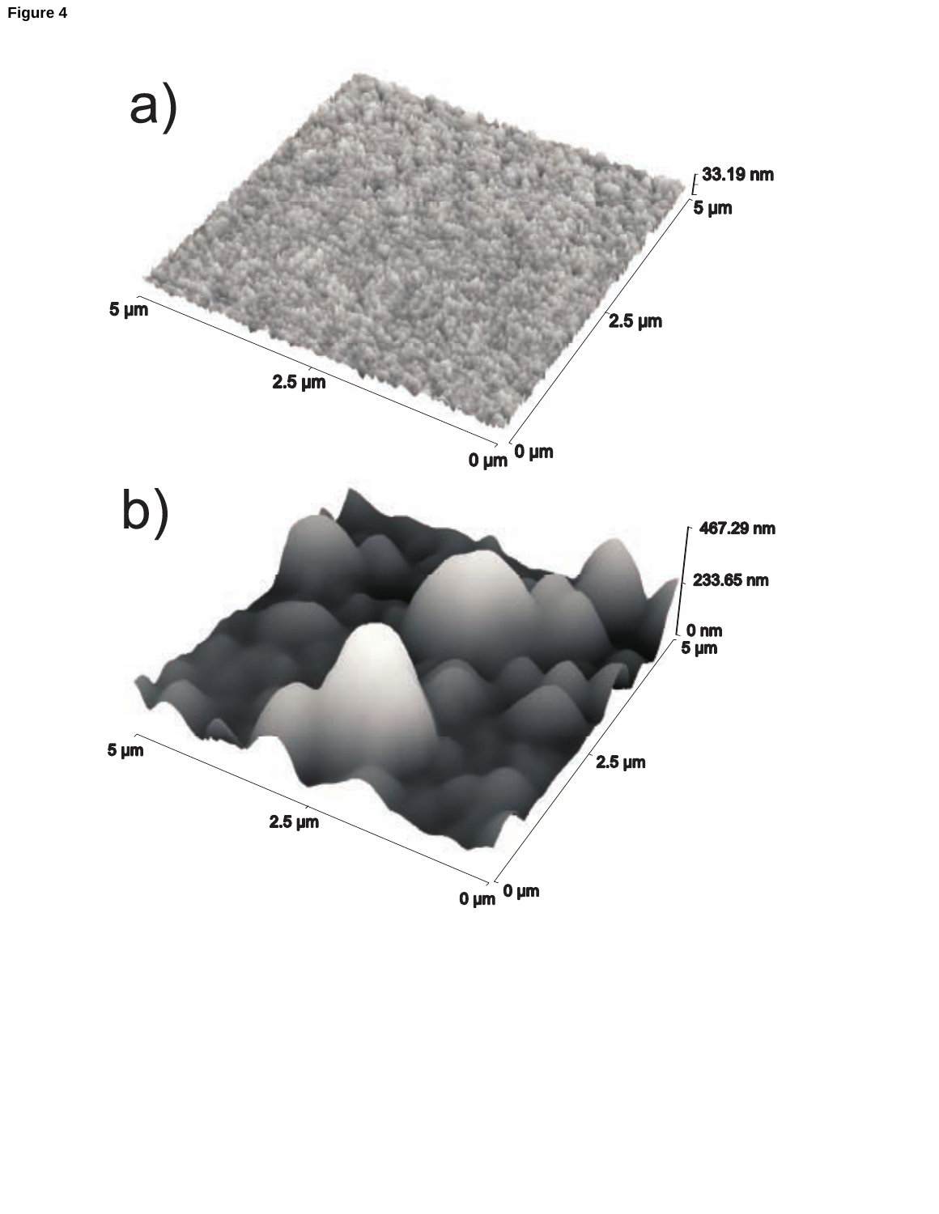**Figure 4**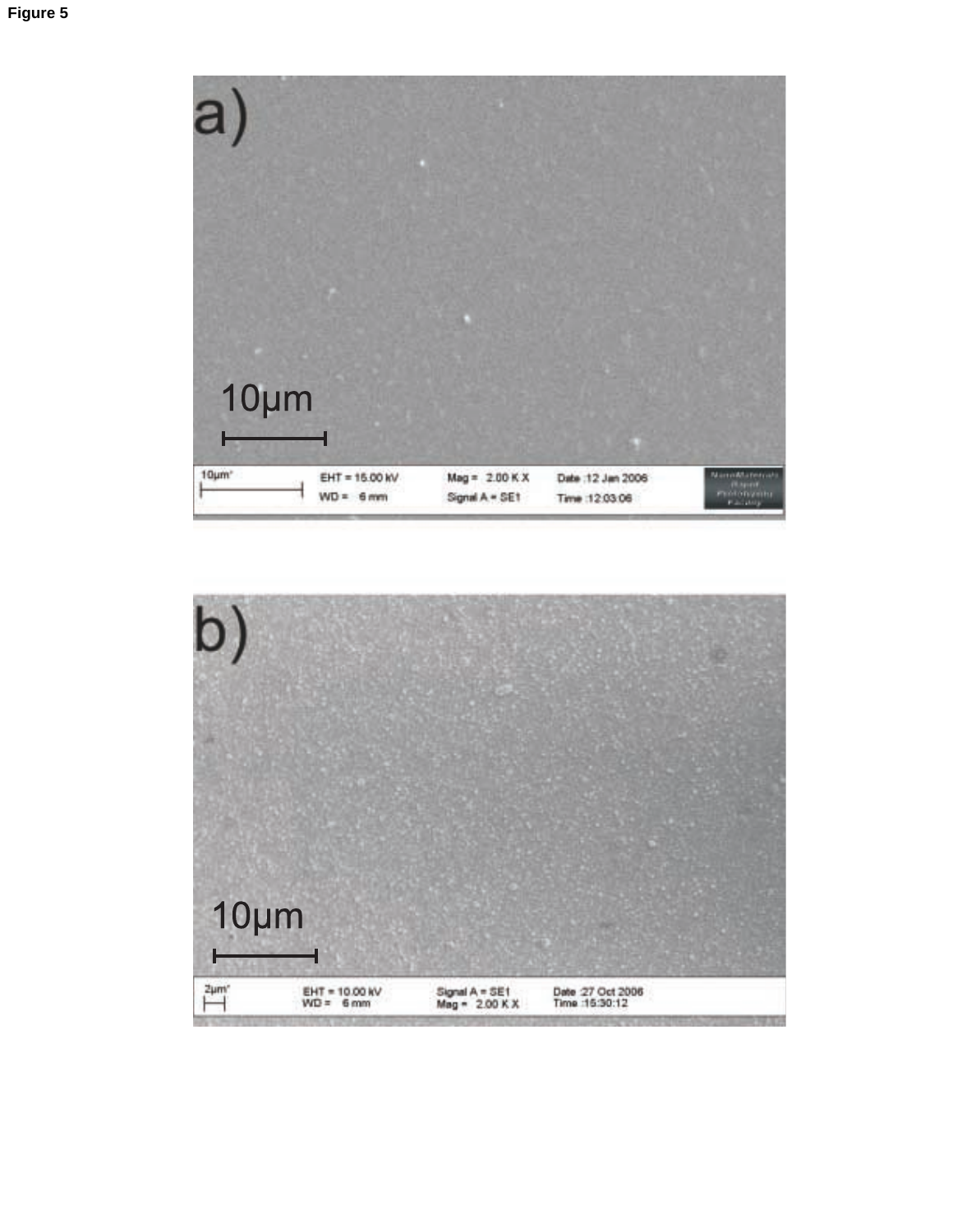**Figure 5**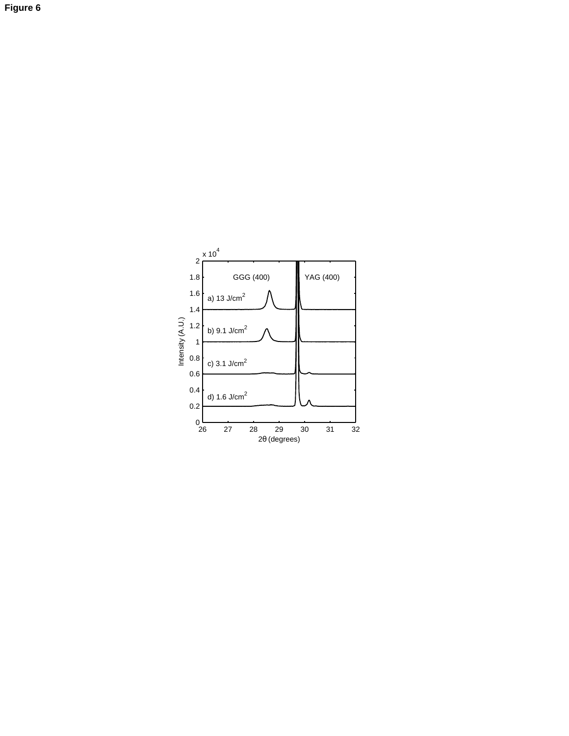**Figure 6**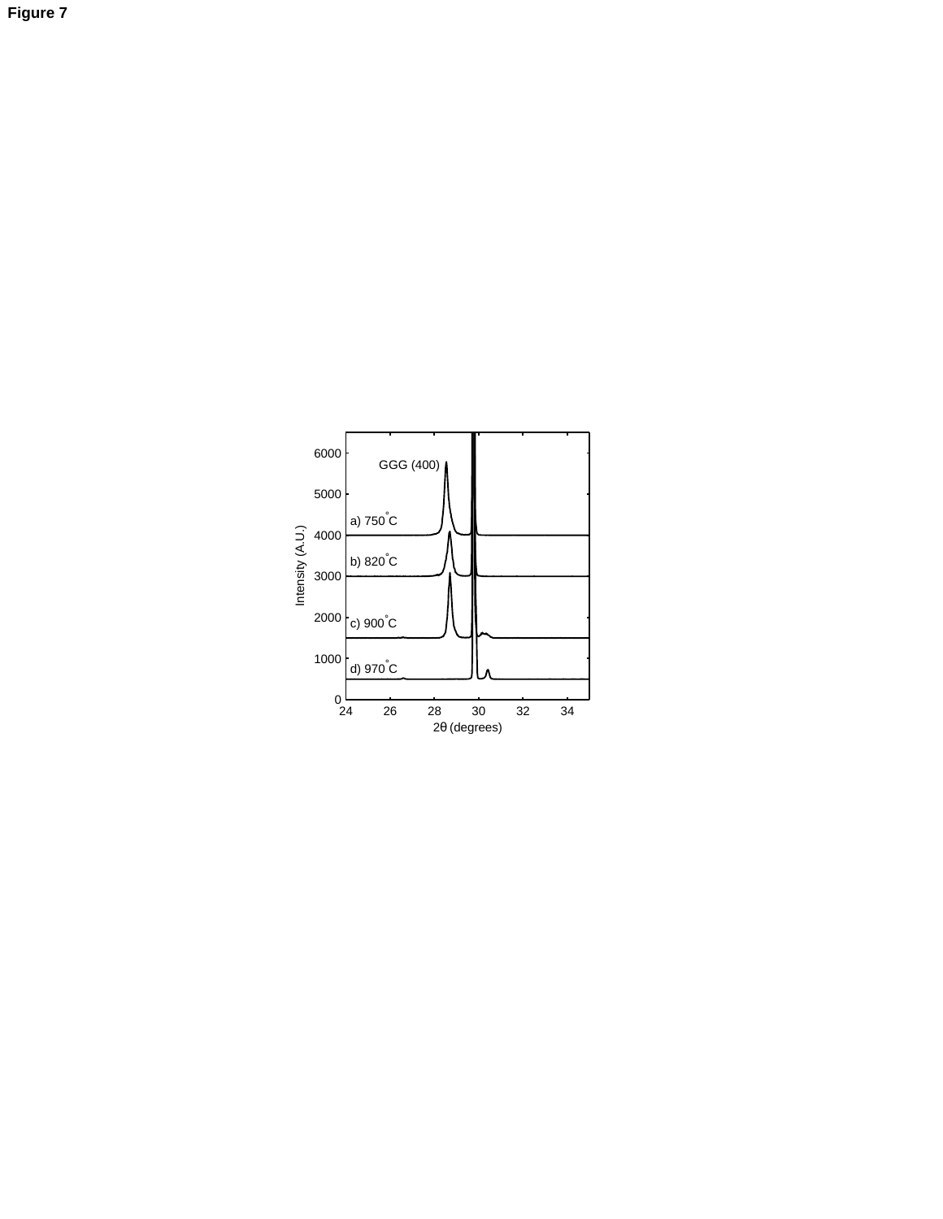**Figure 7**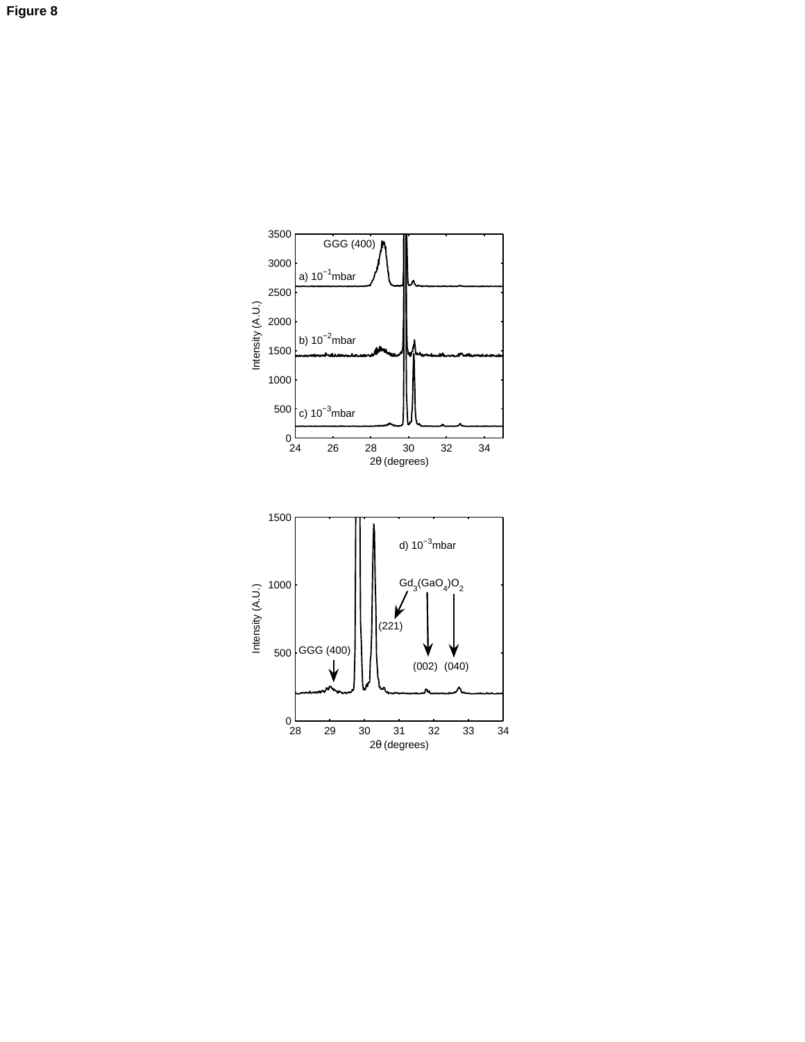**Figure 8**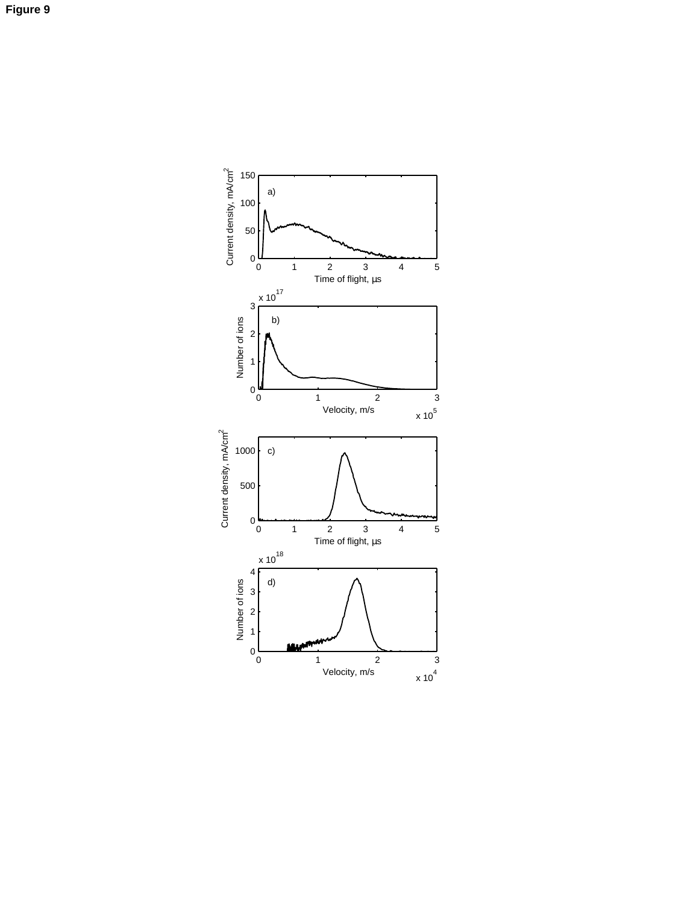**Figure 9**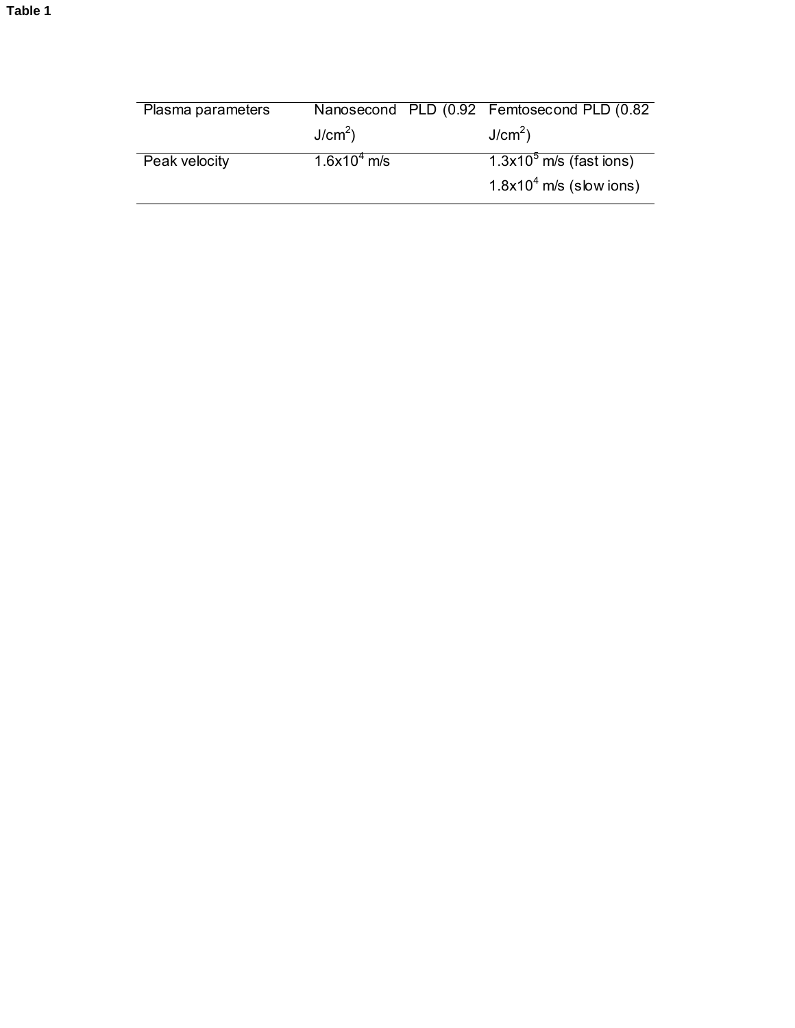**Table 1**

| Plasma parameters | Nanosecond PLD (0.92 $J/cm^2$) | Femtosecond PLD (0.82 $J/cm^2$) |
| --- | --- | --- |
| Peak velocity | $1.6x10^4$ m/s | $1.3x10^5$ m/s (fast ions)<br>$1.8x10^4$ m/s (slow ions) |